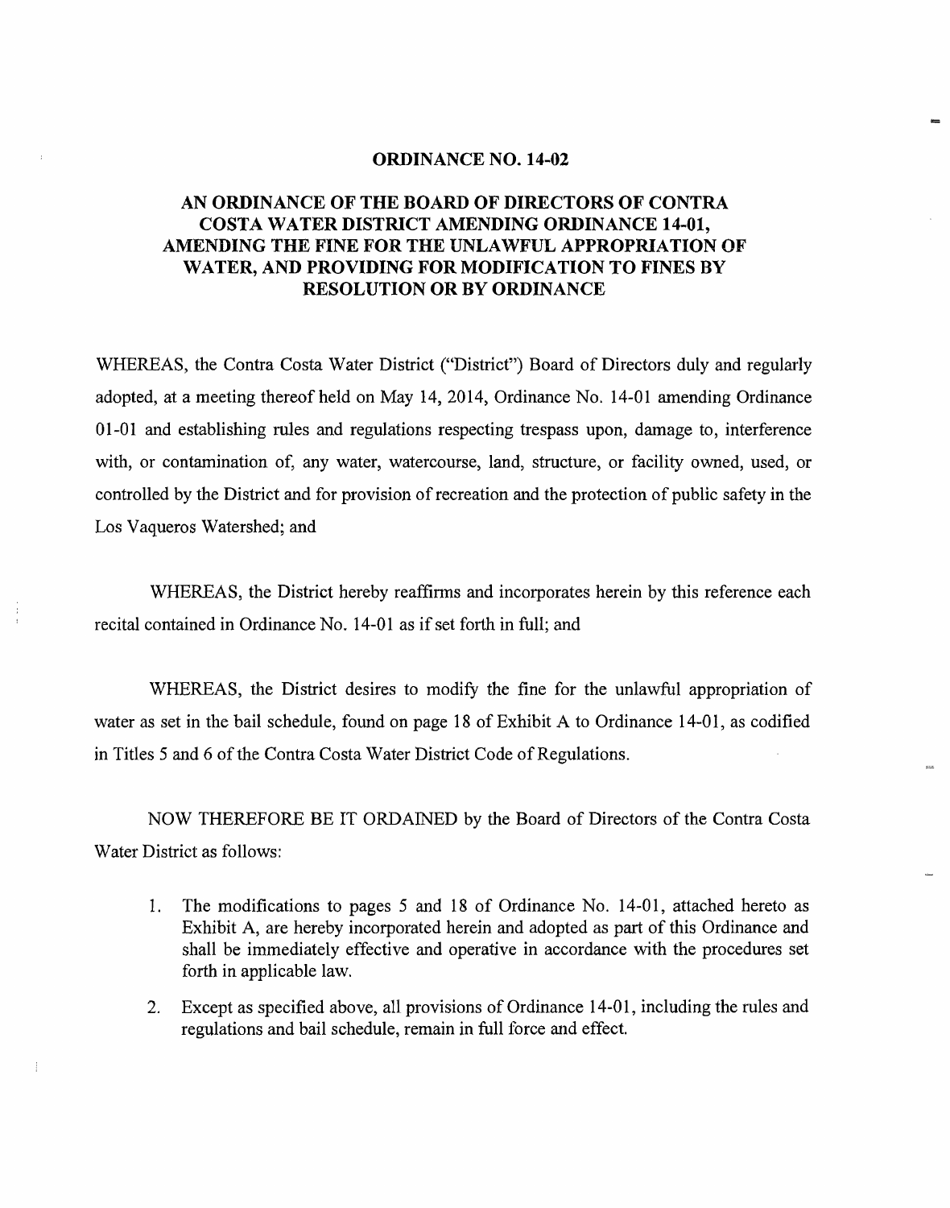# ORDINANCE NO. 14-02

## AN ORDINANCE OF THE BOARD OF DIRECTORS OF CONTRA COSTA WATER DISTRICT AMENDING ORDINANCE 14-01, AMENDING THE FINE FOR THE UNLAWFUL APPROPRIATION OF WATER, AND PROVIDING FOR MODIFICATION TO FINES BY RESOLUTION OR BY ORDINANCE

WHEREAS, the Contra Costa Water District ("District") Board of Directors duly and regularly adopted, at a meeting thereof held on May 14, 2014, Ordinance No. 14-01 amending Ordinance 01-01 and establishing rules and regulations respecting trespass upon, damage to, interference with, or contamination of, any water, watercourse, land, structure, or facility owned, used, or controlled by the District and for provision of recreation and the protection of public safety in the Los Vaqueros Watershed; and

WHEREAS, the District hereby reaffirms and incorporates herein by this reference each recital contained in Ordinance No. 14-01 as if set forth in full; and

WHEREAS, the District desires to modify the fine for the unlawful appropriation of water as set in the bail schedule, found on page 18 of Exhibit A to Ordinance 14-01, as codified in Titles 5 and 6 of the Contra Costa Water District Code of Regulations.

NOW THEREFORE BE IT ORDAINED by the Board of Directors of the Contra Costa Water District as follows:

1. The modifications to pages 5 and 18 of Ordinance No. 14-01, attached hereto as Exhibit A, are hereby incorporated herein and adopted as part of this Ordinance and shall be immediately effective and operative in accordance with the procedures set forth in applicable law.
2. Except as specified above, all provisions of Ordinance 14-01, including the rules and regulations and bail schedule, remain in full force and effect.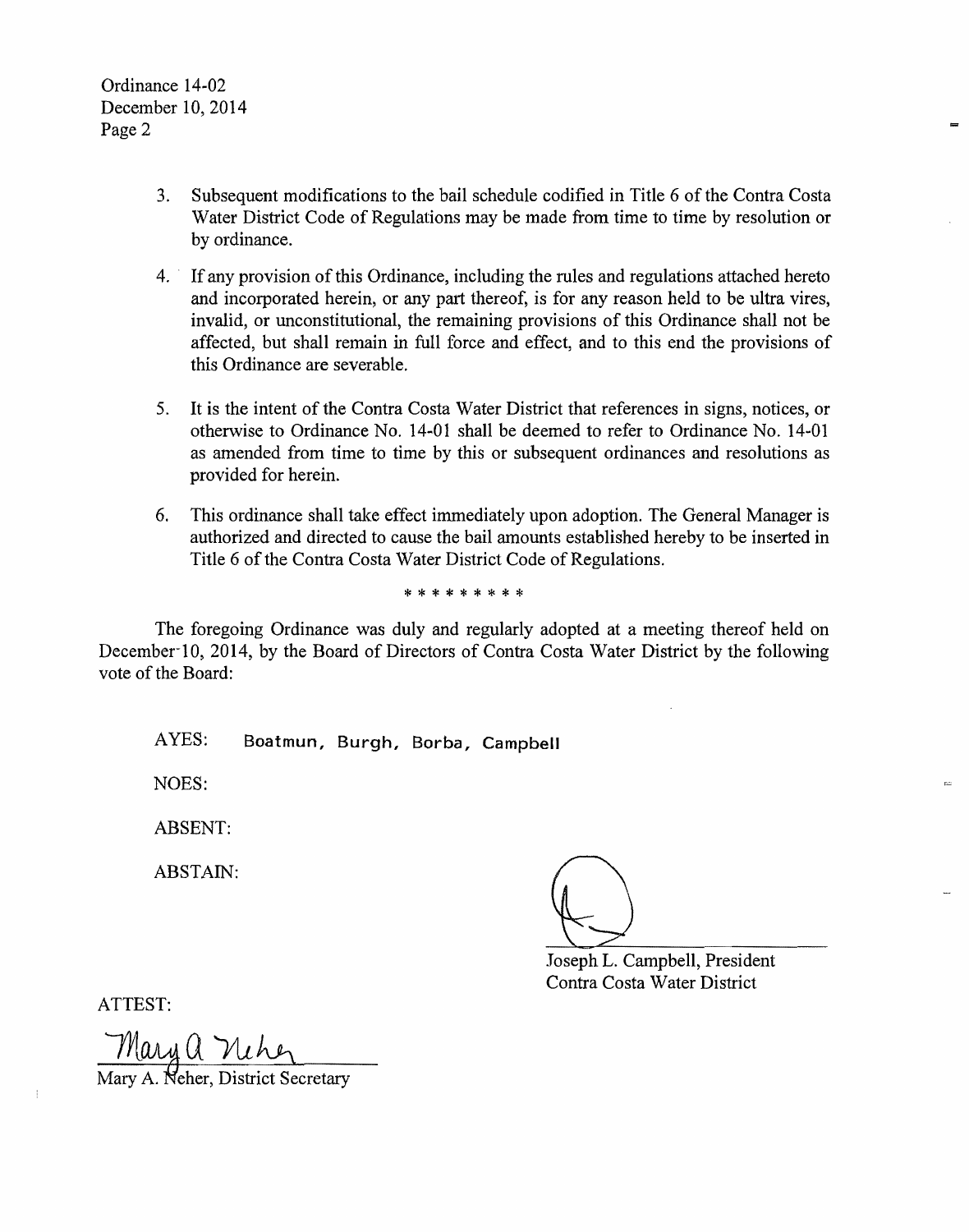3. Subsequent modifications to the bail schedule codified in Title 6 of the Contra Costa Water District Code of Regulations may be made from time to time by resolution or by ordinance.

4. If any provision of this Ordinance, including the rules and regulations attached hereto and incorporated herein, or any part thereof, is for any reason held to be ultra vires, invalid, or unconstitutional, the remaining provisions of this Ordinance shall not be affected, but shall remain in full force and effect, and to this end the provisions of this Ordinance are severable.

5. It is the intent of the Contra Costa Water District that references in signs, notices, or otherwise to Ordinance No. 14-01 shall be deemed to refer to Ordinance No. 14-01 as amended from time to time by this or subsequent ordinances and resolutions as provided for herein.

6. This ordinance shall take effect immediately upon adoption. The General Manager is authorized and directed to cause the bail amounts established hereby to be inserted in Title 6 of the Contra Costa Water District Code of Regulations.

\* \* \* \* \* \* \* \* \*

The foregoing Ordinance was duly and regularly adopted at a meeting thereof held on December 10, 2014, by the Board of Directors of Contra Costa Water District by the following vote of the Board:

AYES: Boatmun, Burgh, Borba, Campbell

NOES:

ABSENT:

ABSTAIN:

Joseph L. Campbell, President
Contra Costa Water District

ATTEST:

Mary A. Neher, District Secretary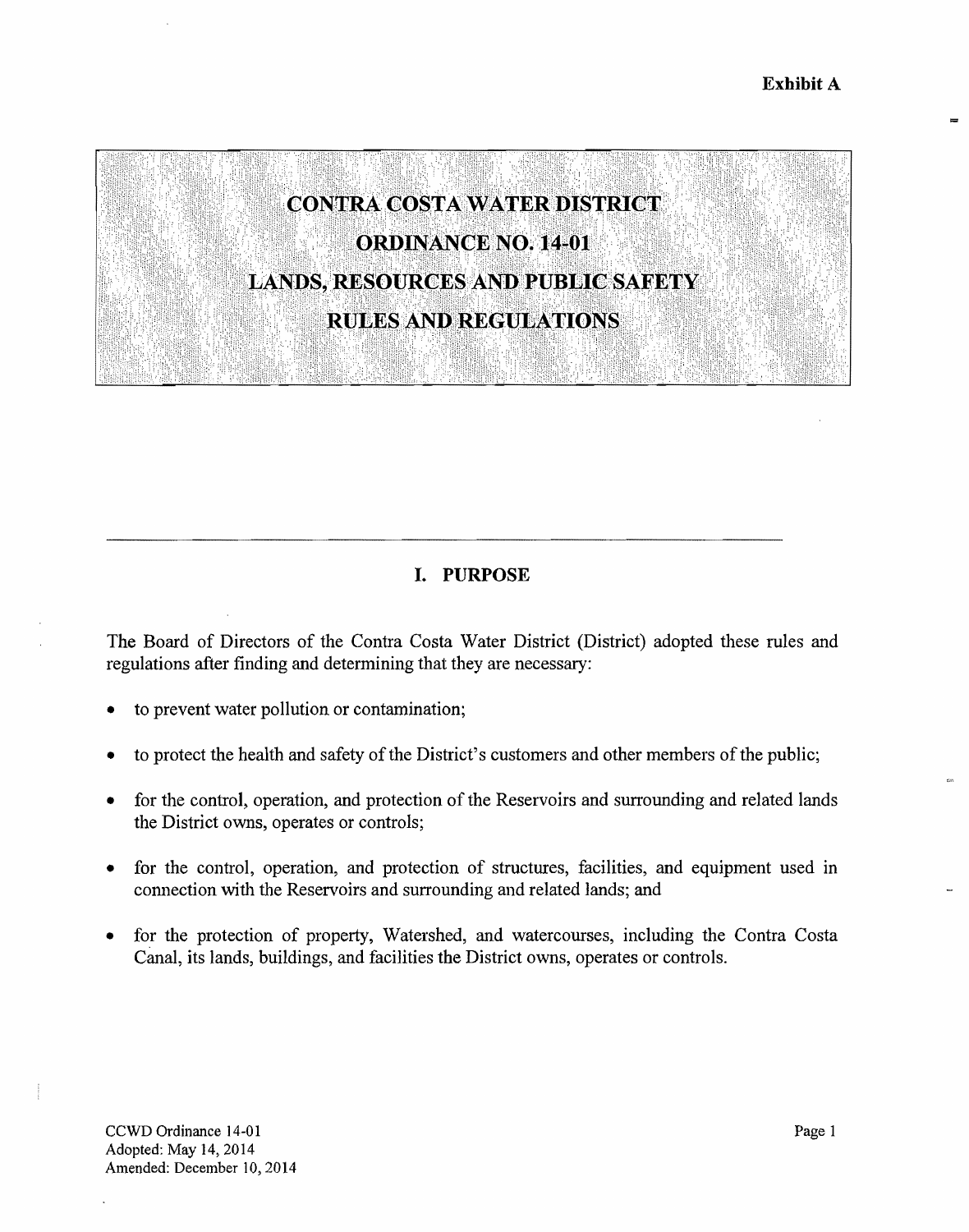**Exhibit A**

# CONTRA COSTA WATER DISTRICT
# ORDINANCE NO. 14-01
# LANDS, RESOURCES AND PUBLIC SAFETY
# RULES AND REGULATIONS

---

## I. PURPOSE

The Board of Directors of the Contra Costa Water District (District) adopted these rules and regulations after finding and determining that they are necessary:

- to prevent water pollution or contamination;
- to protect the health and safety of the District's customers and other members of the public;
- for the control, operation, and protection of the Reservoirs and surrounding and related lands the District owns, operates or controls;
- for the control, operation, and protection of structures, facilities, and equipment used in connection with the Reservoirs and surrounding and related lands; and
- for the protection of property, Watershed, and watercourses, including the Contra Costa Canal, its lands, buildings, and facilities the District owns, operates or controls.

CCWD Ordinance 14-01
Adopted: May 14, 2014
Amended: December 10, 2014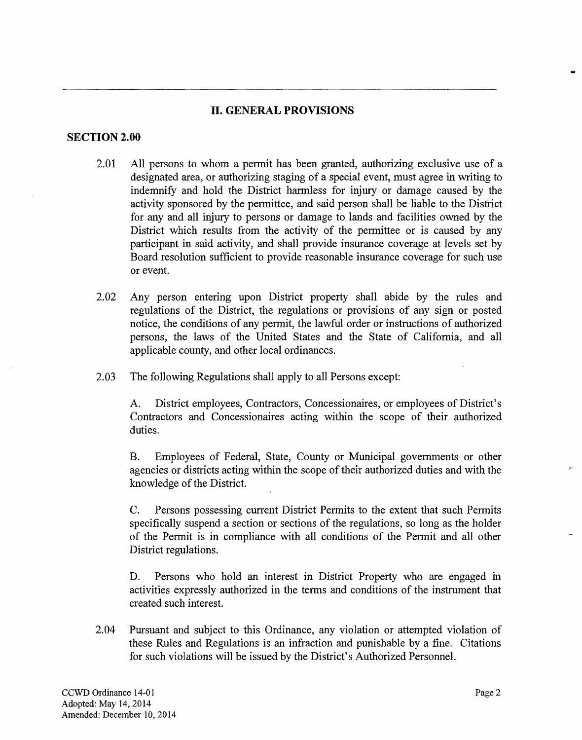## II. GENERAL PROVISIONS

### SECTION 2.00

2.01 All persons to whom a permit has been granted, authorizing exclusive use of a designated area, or authorizing staging of a special event, must agree in writing to indemnify and hold the District harmless for injury or damage caused by the activity sponsored by the permittee, and said person shall be liable to the District for any and all injury to persons or damage to lands and facilities owned by the District which results from the activity of the permittee or is caused by any participant in said activity, and shall provide insurance coverage at levels set by Board resolution sufficient to provide reasonable insurance coverage for such use or event.

2.02 Any person entering upon District property shall abide by the rules and regulations of the District, the regulations or provisions of any sign or posted notice, the conditions of any permit, the lawful order or instructions of authorized persons, the laws of the United States and the State of California, and all applicable county, and other local ordinances.

2.03 The following Regulations shall apply to all Persons except:

A. District employees, Contractors, Concessionaires, or employees of District's Contractors and Concessionaires acting within the scope of their authorized duties.

B. Employees of Federal, State, County or Municipal governments or other agencies or districts acting within the scope of their authorized duties and with the knowledge of the District.

C. Persons possessing current District Permits to the extent that such Permits specifically suspend a section or sections of the regulations, so long as the holder of the Permit is in compliance with all conditions of the Permit and all other District regulations.

D. Persons who hold an interest in District Property who are engaged in activities expressly authorized in the terms and conditions of the instrument that created such interest.

2.04 Pursuant and subject to this Ordinance, any violation or attempted violation of these Rules and Regulations is an infraction and punishable by a fine. Citations for such violations will be issued by the District's Authorized Personnel.

CCWD Ordinance 14-01
Adopted: May 14, 2014
Amended: December 10, 2014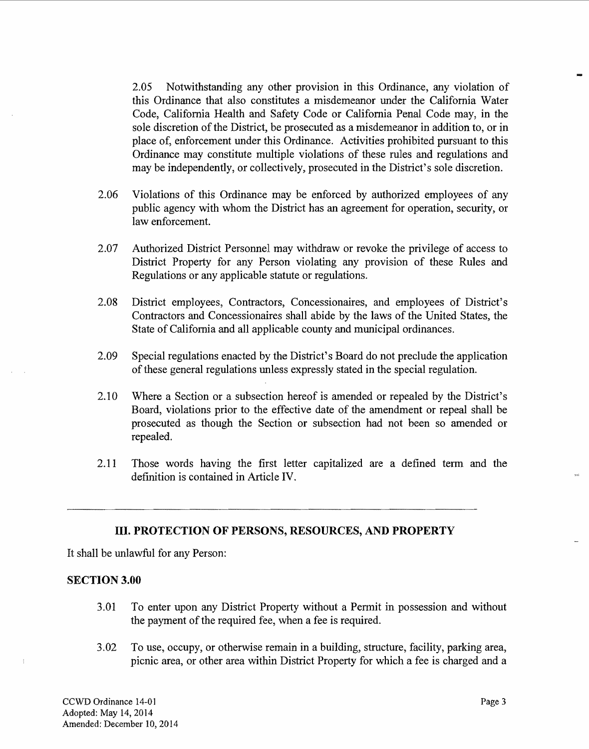2.05 Notwithstanding any other provision in this Ordinance, any violation of this Ordinance that also constitutes a misdemeanor under the California Water Code, California Health and Safety Code or California Penal Code may, in the sole discretion of the District, be prosecuted as a misdemeanor in addition to, or in place of, enforcement under this Ordinance. Activities prohibited pursuant to this Ordinance may constitute multiple violations of these rules and regulations and may be independently, or collectively, prosecuted in the District's sole discretion.

2.06 Violations of this Ordinance may be enforced by authorized employees of any public agency with whom the District has an agreement for operation, security, or law enforcement.

2.07 Authorized District Personnel may withdraw or revoke the privilege of access to District Property for any Person violating any provision of these Rules and Regulations or any applicable statute or regulations.

2.08 District employees, Contractors, Concessionaires, and employees of District's Contractors and Concessionaires shall abide by the laws of the United States, the State of California and all applicable county and municipal ordinances.

2.09 Special regulations enacted by the District's Board do not preclude the application of these general regulations unless expressly stated in the special regulation.

2.10 Where a Section or a subsection hereof is amended or repealed by the District's Board, violations prior to the effective date of the amendment or repeal shall be prosecuted as though the Section or subsection had not been so amended or repealed.

2.11 Those words having the first letter capitalized are a defined term and the definition is contained in Article IV.

---

## III. PROTECTION OF PERSONS, RESOURCES, AND PROPERTY

It shall be unlawful for any Person:

### SECTION 3.00

3.01 To enter upon any District Property without a Permit in possession and without the payment of the required fee, when a fee is required.

3.02 To use, occupy, or otherwise remain in a building, structure, facility, parking area, picnic area, or other area within District Property for which a fee is charged and a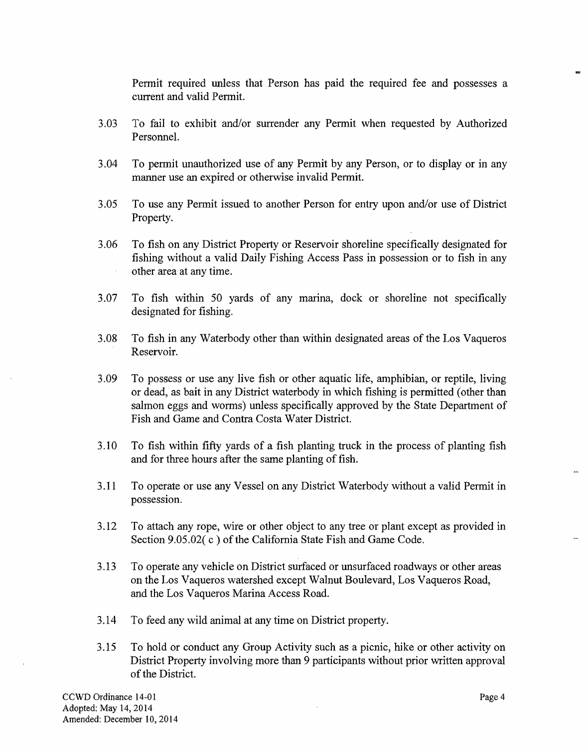Permit required unless that Person has paid the required fee and possesses a current and valid Permit.

3.03 To fail to exhibit and/or surrender any Permit when requested by Authorized Personnel.

3.04 To permit unauthorized use of any Permit by any Person, or to display or in any manner use an expired or otherwise invalid Permit.

3.05 To use any Permit issued to another Person for entry upon and/or use of District Property.

3.06 To fish on any District Property or Reservoir shoreline specifically designated for fishing without a valid Daily Fishing Access Pass in possession or to fish in any other area at any time.

3.07 To fish within 50 yards of any marina, dock or shoreline not specifically designated for fishing.

3.08 To fish in any Waterbody other than within designated areas of the Los Vaqueros Reservoir.

3.09 To possess or use any live fish or other aquatic life, amphibian, or reptile, living or dead, as bait in any District waterbody in which fishing is permitted (other than salmon eggs and worms) unless specifically approved by the State Department of Fish and Game and Contra Costa Water District.

3.10 To fish within fifty yards of a fish planting truck in the process of planting fish and for three hours after the same planting of fish.

3.11 To operate or use any Vessel on any District Waterbody without a valid Permit in possession.

3.12 To attach any rope, wire or other object to any tree or plant except as provided in Section 9.05.02( c ) of the California State Fish and Game Code.

3.13 To operate any vehicle on District surfaced or unsurfaced roadways or other areas on the Los Vaqueros watershed except Walnut Boulevard, Los Vaqueros Road, and the Los Vaqueros Marina Access Road.

3.14 To feed any wild animal at any time on District property.

3.15 To hold or conduct any Group Activity such as a picnic, hike or other activity on District Property involving more than 9 participants without prior written approval of the District.

CCWD Ordinance 14-01
Adopted: May 14, 2014
Amended: December 10, 2014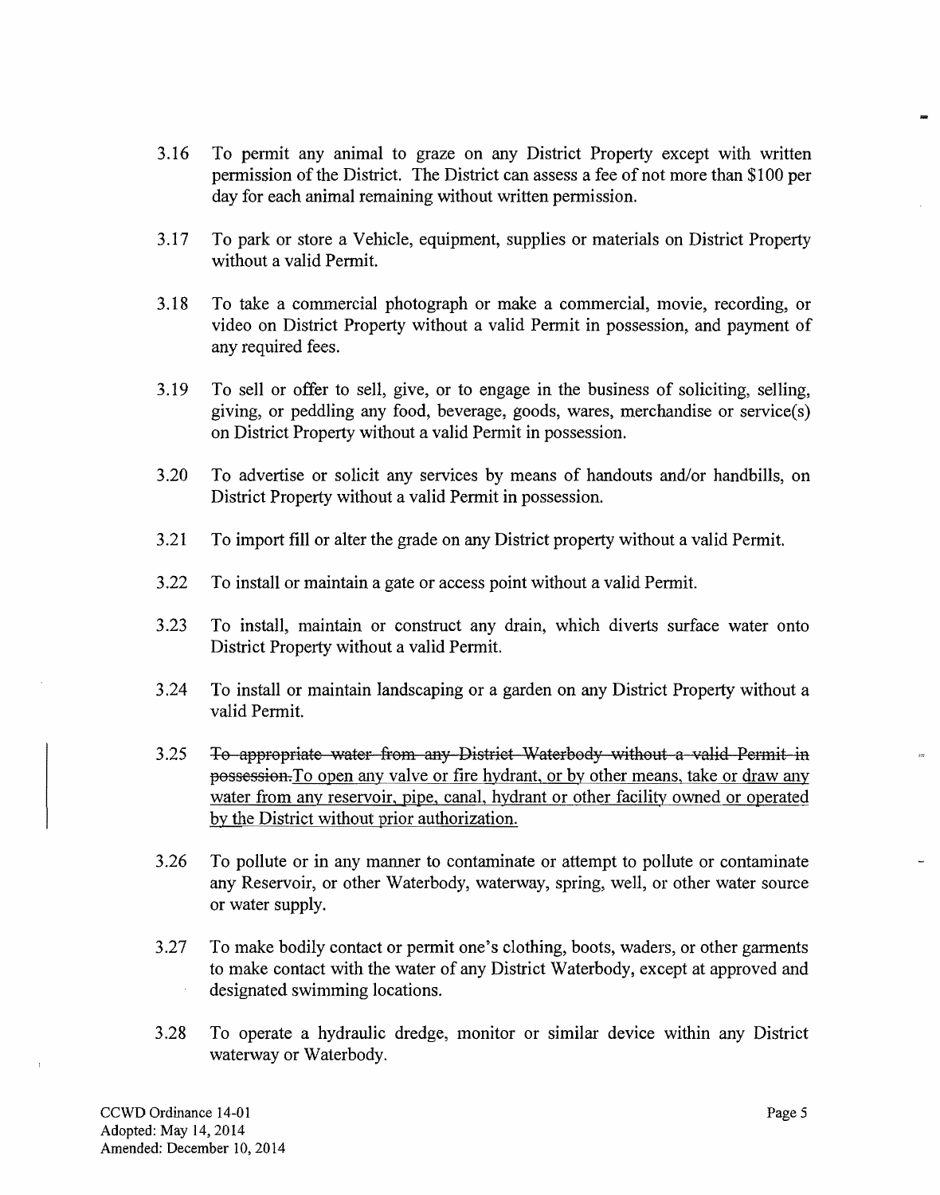3.16 To permit any animal to graze on any District Property except with written permission of the District. The District can assess a fee of not more than $100 per day for each animal remaining without written permission.

3.17 To park or store a Vehicle, equipment, supplies or materials on District Property without a valid Permit.

3.18 To take a commercial photograph or make a commercial, movie, recording, or video on District Property without a valid Permit in possession, and payment of any required fees.

3.19 To sell or offer to sell, give, or to engage in the business of soliciting, selling, giving, or peddling any food, beverage, goods, wares, merchandise or service(s) on District Property without a valid Permit in possession.

3.20 To advertise or solicit any services by means of handouts and/or handbills, on District Property without a valid Permit in possession.

3.21 To import fill or alter the grade on any District property without a valid Permit.

3.22 To install or maintain a gate or access point without a valid Permit.

3.23 To install, maintain or construct any drain, which diverts surface water onto District Property without a valid Permit.

3.24 To install or maintain landscaping or a garden on any District Property without a valid Permit.

3.25 ~~To appropriate water from any District Waterbody without a valid Permit in possession.~~<u>To open any valve or fire hydrant, or by other means, take or draw any water from any reservoir, pipe, canal, hydrant or other facility owned or operated by the District without prior authorization.</u>

3.26 To pollute or in any manner to contaminate or attempt to pollute or contaminate any Reservoir, or other Waterbody, waterway, spring, well, or other water source or water supply.

3.27 To make bodily contact or permit one's clothing, boots, waders, or other garments to make contact with the water of any District Waterbody, except at approved and designated swimming locations.

3.28 To operate a hydraulic dredge, monitor or similar device within any District waterway or Waterbody.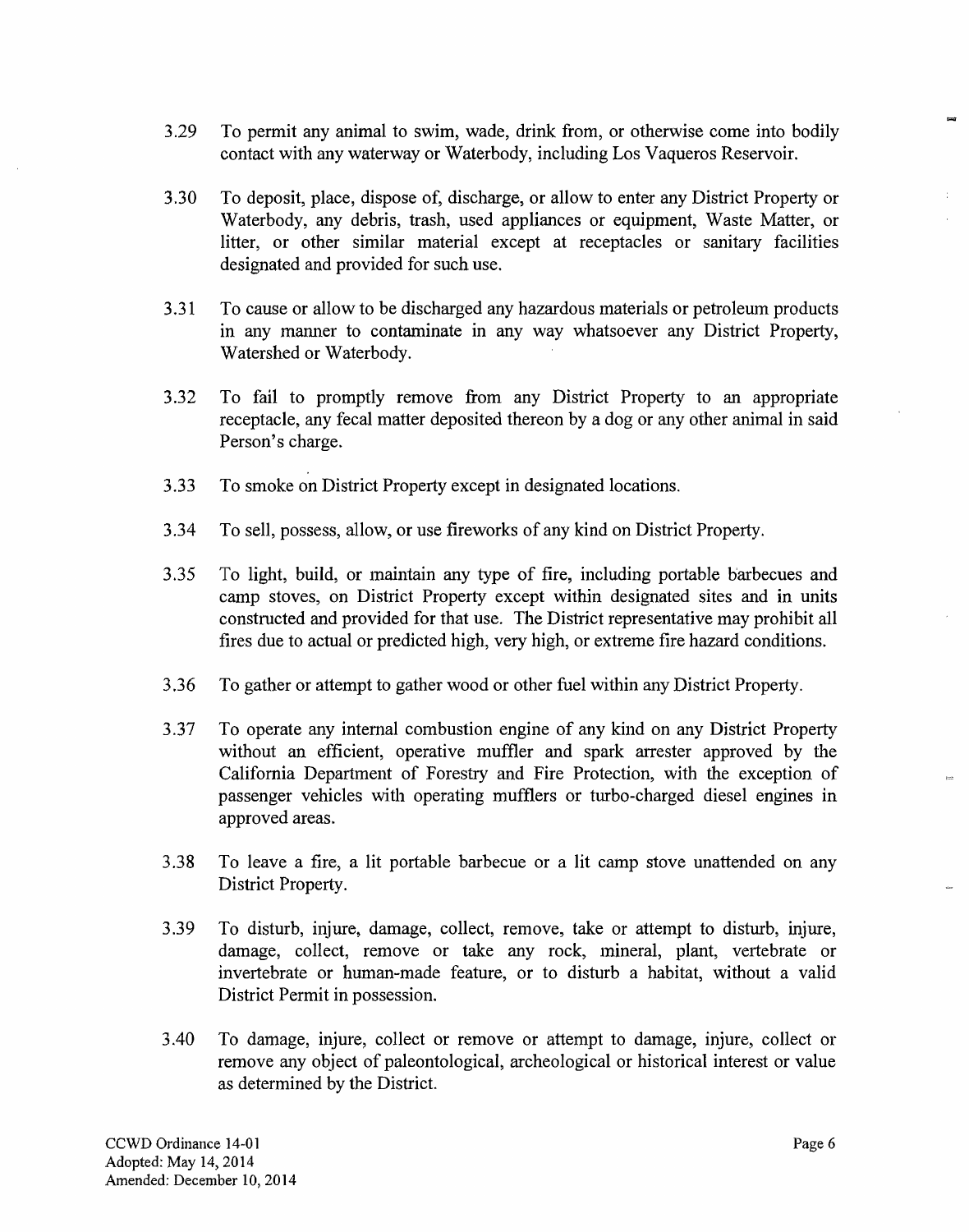3.29 To permit any animal to swim, wade, drink from, or otherwise come into bodily contact with any waterway or Waterbody, including Los Vaqueros Reservoir.

3.30 To deposit, place, dispose of, discharge, or allow to enter any District Property or Waterbody, any debris, trash, used appliances or equipment, Waste Matter, or litter, or other similar material except at receptacles or sanitary facilities designated and provided for such use.

3.31 To cause or allow to be discharged any hazardous materials or petroleum products in any manner to contaminate in any way whatsoever any District Property, Watershed or Waterbody.

3.32 To fail to promptly remove from any District Property to an appropriate receptacle, any fecal matter deposited thereon by a dog or any other animal in said Person's charge.

3.33 To smoke on District Property except in designated locations.

3.34 To sell, possess, allow, or use fireworks of any kind on District Property.

3.35 To light, build, or maintain any type of fire, including portable barbecues and camp stoves, on District Property except within designated sites and in units constructed and provided for that use. The District representative may prohibit all fires due to actual or predicted high, very high, or extreme fire hazard conditions.

3.36 To gather or attempt to gather wood or other fuel within any District Property.

3.37 To operate any internal combustion engine of any kind on any District Property without an efficient, operative muffler and spark arrester approved by the California Department of Forestry and Fire Protection, with the exception of passenger vehicles with operating mufflers or turbo-charged diesel engines in approved areas.

3.38 To leave a fire, a lit portable barbecue or a lit camp stove unattended on any District Property.

3.39 To disturb, injure, damage, collect, remove, take or attempt to disturb, injure, damage, collect, remove or take any rock, mineral, plant, vertebrate or invertebrate or human-made feature, or to disturb a habitat, without a valid District Permit in possession.

3.40 To damage, injure, collect or remove or attempt to damage, injure, collect or remove any object of paleontological, archeological or historical interest or value as determined by the District.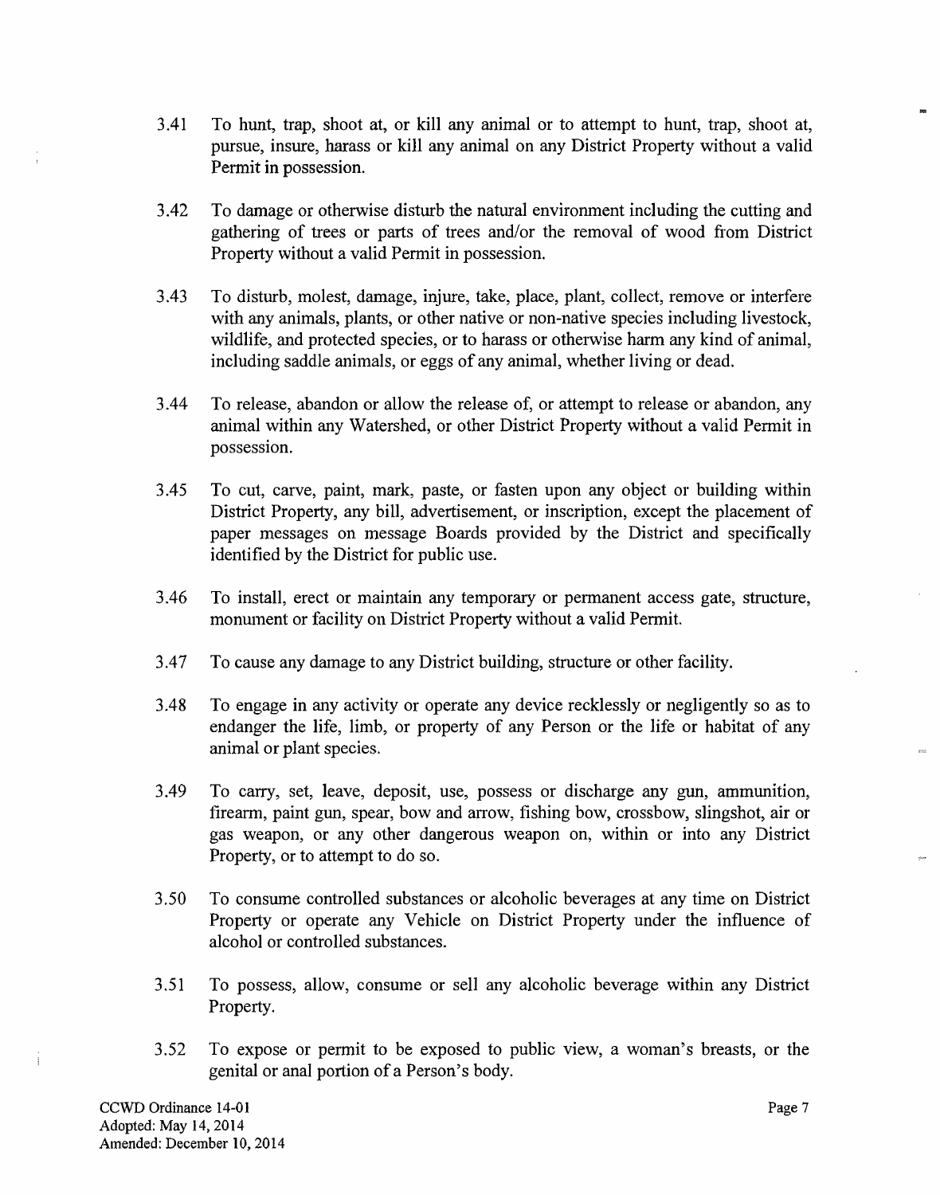3.41 To hunt, trap, shoot at, or kill any animal or to attempt to hunt, trap, shoot at, pursue, insure, harass or kill any animal on any District Property without a valid Permit in possession.

3.42 To damage or otherwise disturb the natural environment including the cutting and gathering of trees or parts of trees and/or the removal of wood from District Property without a valid Permit in possession.

3.43 To disturb, molest, damage, injure, take, place, plant, collect, remove or interfere with any animals, plants, or other native or non-native species including livestock, wildlife, and protected species, or to harass or otherwise harm any kind of animal, including saddle animals, or eggs of any animal, whether living or dead.

3.44 To release, abandon or allow the release of, or attempt to release or abandon, any animal within any Watershed, or other District Property without a valid Permit in possession.

3.45 To cut, carve, paint, mark, paste, or fasten upon any object or building within District Property, any bill, advertisement, or inscription, except the placement of paper messages on message Boards provided by the District and specifically identified by the District for public use.

3.46 To install, erect or maintain any temporary or permanent access gate, structure, monument or facility on District Property without a valid Permit.

3.47 To cause any damage to any District building, structure or other facility.

3.48 To engage in any activity or operate any device recklessly or negligently so as to endanger the life, limb, or property of any Person or the life or habitat of any animal or plant species.

3.49 To carry, set, leave, deposit, use, possess or discharge any gun, ammunition, firearm, paint gun, spear, bow and arrow, fishing bow, crossbow, slingshot, air or gas weapon, or any other dangerous weapon on, within or into any District Property, or to attempt to do so.

3.50 To consume controlled substances or alcoholic beverages at any time on District Property or operate any Vehicle on District Property under the influence of alcohol or controlled substances.

3.51 To possess, allow, consume or sell any alcoholic beverage within any District Property.

3.52 To expose or permit to be exposed to public view, a woman's breasts, or the genital or anal portion of a Person's body.

CCWD Ordinance 14-01
Adopted: May 14, 2014
Amended: December 10, 2014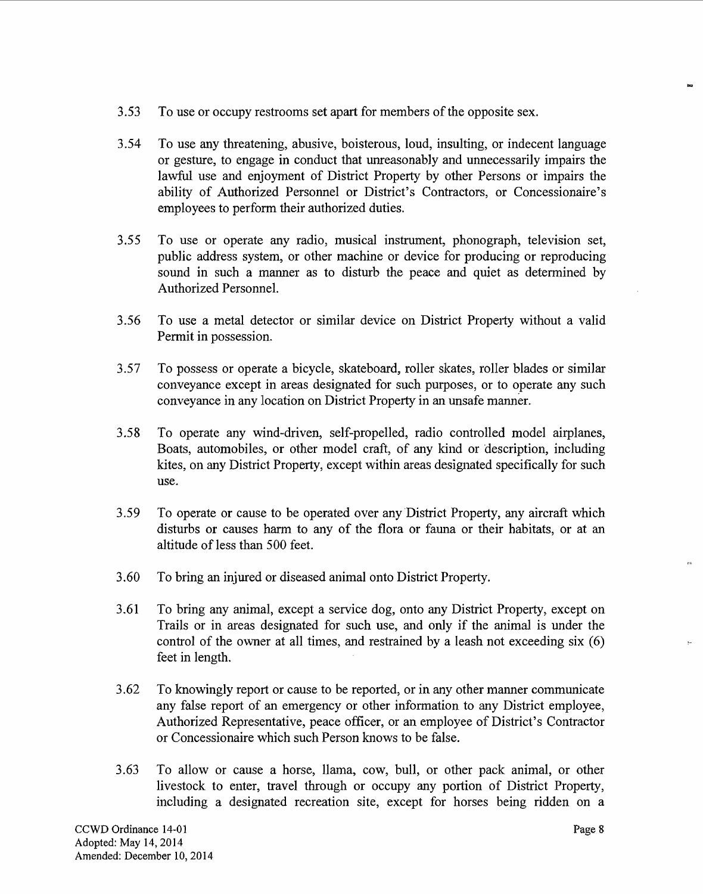3.53 To use or occupy restrooms set apart for members of the opposite sex.

3.54 To use any threatening, abusive, boisterous, loud, insulting, or indecent language or gesture, to engage in conduct that unreasonably and unnecessarily impairs the lawful use and enjoyment of District Property by other Persons or impairs the ability of Authorized Personnel or District's Contractors, or Concessionaire's employees to perform their authorized duties.

3.55 To use or operate any radio, musical instrument, phonograph, television set, public address system, or other machine or device for producing or reproducing sound in such a manner as to disturb the peace and quiet as determined by Authorized Personnel.

3.56 To use a metal detector or similar device on District Property without a valid Permit in possession.

3.57 To possess or operate a bicycle, skateboard, roller skates, roller blades or similar conveyance except in areas designated for such purposes, or to operate any such conveyance in any location on District Property in an unsafe manner.

3.58 To operate any wind-driven, self-propelled, radio controlled model airplanes, Boats, automobiles, or other model craft, of any kind or description, including kites, on any District Property, except within areas designated specifically for such use.

3.59 To operate or cause to be operated over any District Property, any aircraft which disturbs or causes harm to any of the flora or fauna or their habitats, or at an altitude of less than 500 feet.

3.60 To bring an injured or diseased animal onto District Property.

3.61 To bring any animal, except a service dog, onto any District Property, except on Trails or in areas designated for such use, and only if the animal is under the control of the owner at all times, and restrained by a leash not exceeding six (6) feet in length.

3.62 To knowingly report or cause to be reported, or in any other manner communicate any false report of an emergency or other information to any District employee, Authorized Representative, peace officer, or an employee of District's Contractor or Concessionaire which such Person knows to be false.

3.63 To allow or cause a horse, llama, cow, bull, or other pack animal, or other livestock to enter, travel through or occupy any portion of District Property, including a designated recreation site, except for horses being ridden on a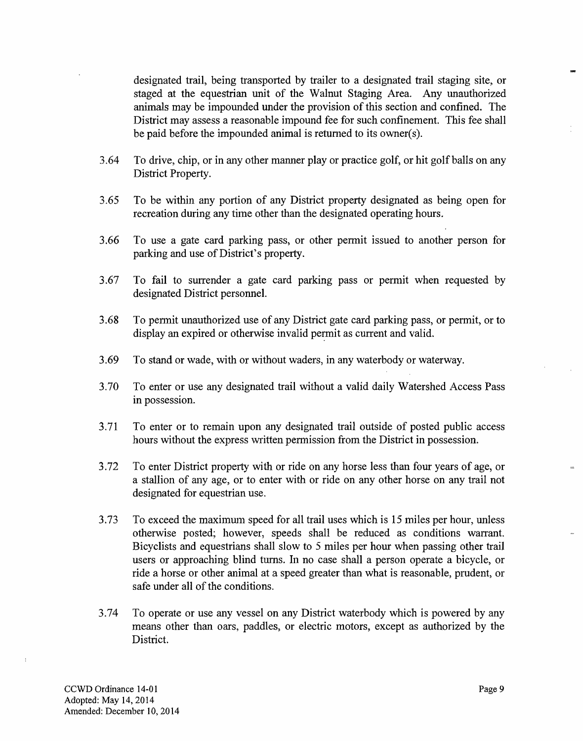designated trail, being transported by trailer to a designated trail staging site, or staged at the equestrian unit of the Walnut Staging Area. Any unauthorized animals may be impounded under the provision of this section and confined. The District may assess a reasonable impound fee for such confinement. This fee shall be paid before the impounded animal is returned to its owner(s).

3.64 To drive, chip, or in any other manner play or practice golf, or hit golf balls on any District Property.

3.65 To be within any portion of any District property designated as being open for recreation during any time other than the designated operating hours.

3.66 To use a gate card parking pass, or other permit issued to another person for parking and use of District's property.

3.67 To fail to surrender a gate card parking pass or permit when requested by designated District personnel.

3.68 To permit unauthorized use of any District gate card parking pass, or permit, or to display an expired or otherwise invalid permit as current and valid.

3.69 To stand or wade, with or without waders, in any waterbody or waterway.

3.70 To enter or use any designated trail without a valid daily Watershed Access Pass in possession.

3.71 To enter or to remain upon any designated trail outside of posted public access hours without the express written permission from the District in possession.

3.72 To enter District property with or ride on any horse less than four years of age, or a stallion of any age, or to enter with or ride on any other horse on any trail not designated for equestrian use.

3.73 To exceed the maximum speed for all trail uses which is 15 miles per hour, unless otherwise posted; however, speeds shall be reduced as conditions warrant. Bicyclists and equestrians shall slow to 5 miles per hour when passing other trail users or approaching blind turns. In no case shall a person operate a bicycle, or ride a horse or other animal at a speed greater than what is reasonable, prudent, or safe under all of the conditions.

3.74 To operate or use any vessel on any District waterbody which is powered by any means other than oars, paddles, or electric motors, except as authorized by the District.

CCWD Ordinance 14-01
Adopted: May 14, 2014
Amended: December 10, 2014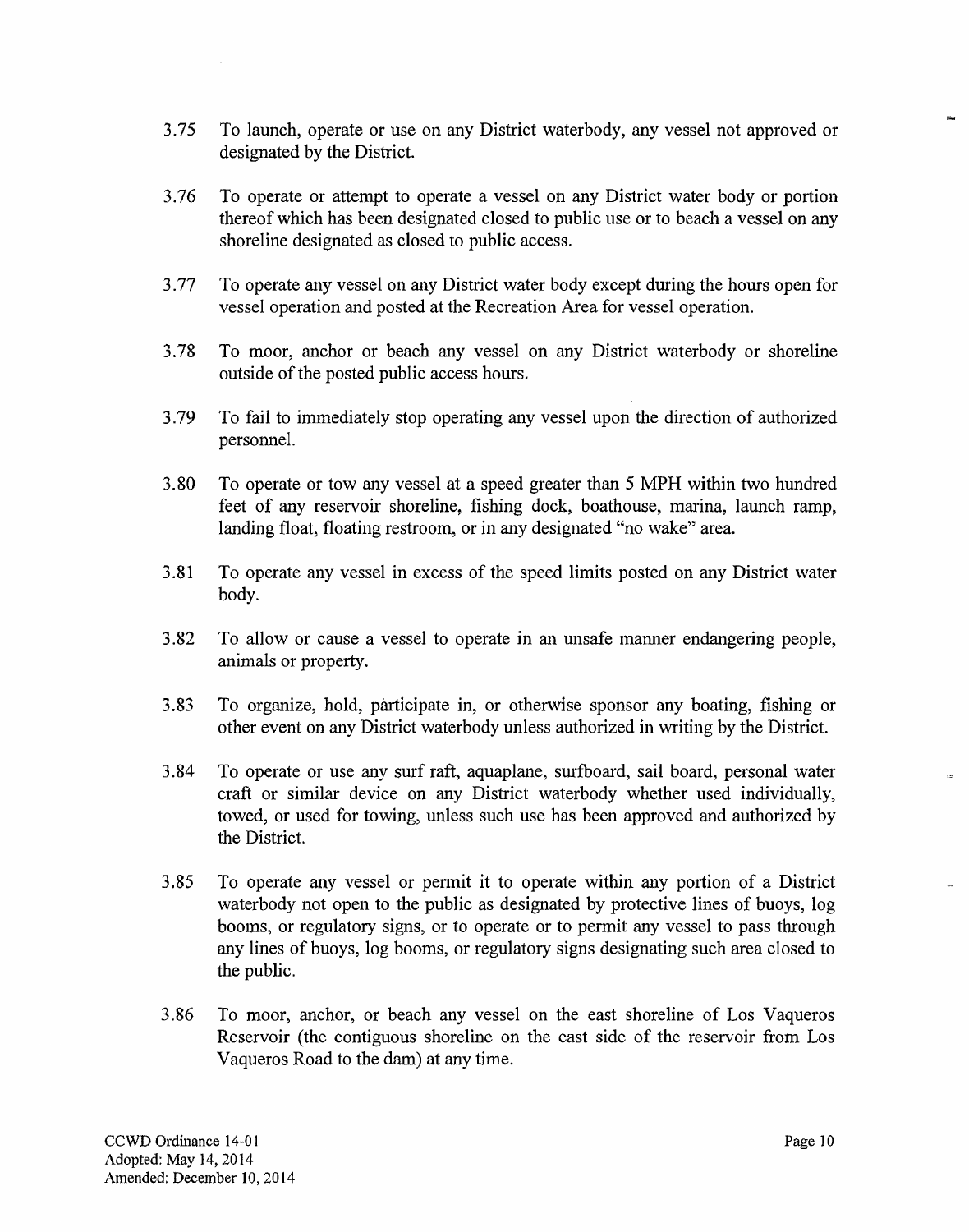3.75 To launch, operate or use on any District waterbody, any vessel not approved or designated by the District.

3.76 To operate or attempt to operate a vessel on any District water body or portion thereof which has been designated closed to public use or to beach a vessel on any shoreline designated as closed to public access.

3.77 To operate any vessel on any District water body except during the hours open for vessel operation and posted at the Recreation Area for vessel operation.

3.78 To moor, anchor or beach any vessel on any District waterbody or shoreline outside of the posted public access hours.

3.79 To fail to immediately stop operating any vessel upon the direction of authorized personnel.

3.80 To operate or tow any vessel at a speed greater than 5 MPH within two hundred feet of any reservoir shoreline, fishing dock, boathouse, marina, launch ramp, landing float, floating restroom, or in any designated "no wake" area.

3.81 To operate any vessel in excess of the speed limits posted on any District water body.

3.82 To allow or cause a vessel to operate in an unsafe manner endangering people, animals or property.

3.83 To organize, hold, participate in, or otherwise sponsor any boating, fishing or other event on any District waterbody unless authorized in writing by the District.

3.84 To operate or use any surf raft, aquaplane, surfboard, sail board, personal water craft or similar device on any District waterbody whether used individually, towed, or used for towing, unless such use has been approved and authorized by the District.

3.85 To operate any vessel or permit it to operate within any portion of a District waterbody not open to the public as designated by protective lines of buoys, log booms, or regulatory signs, or to operate or to permit any vessel to pass through any lines of buoys, log booms, or regulatory signs designating such area closed to the public.

3.86 To moor, anchor, or beach any vessel on the east shoreline of Los Vaqueros Reservoir (the contiguous shoreline on the east side of the reservoir from Los Vaqueros Road to the dam) at any time.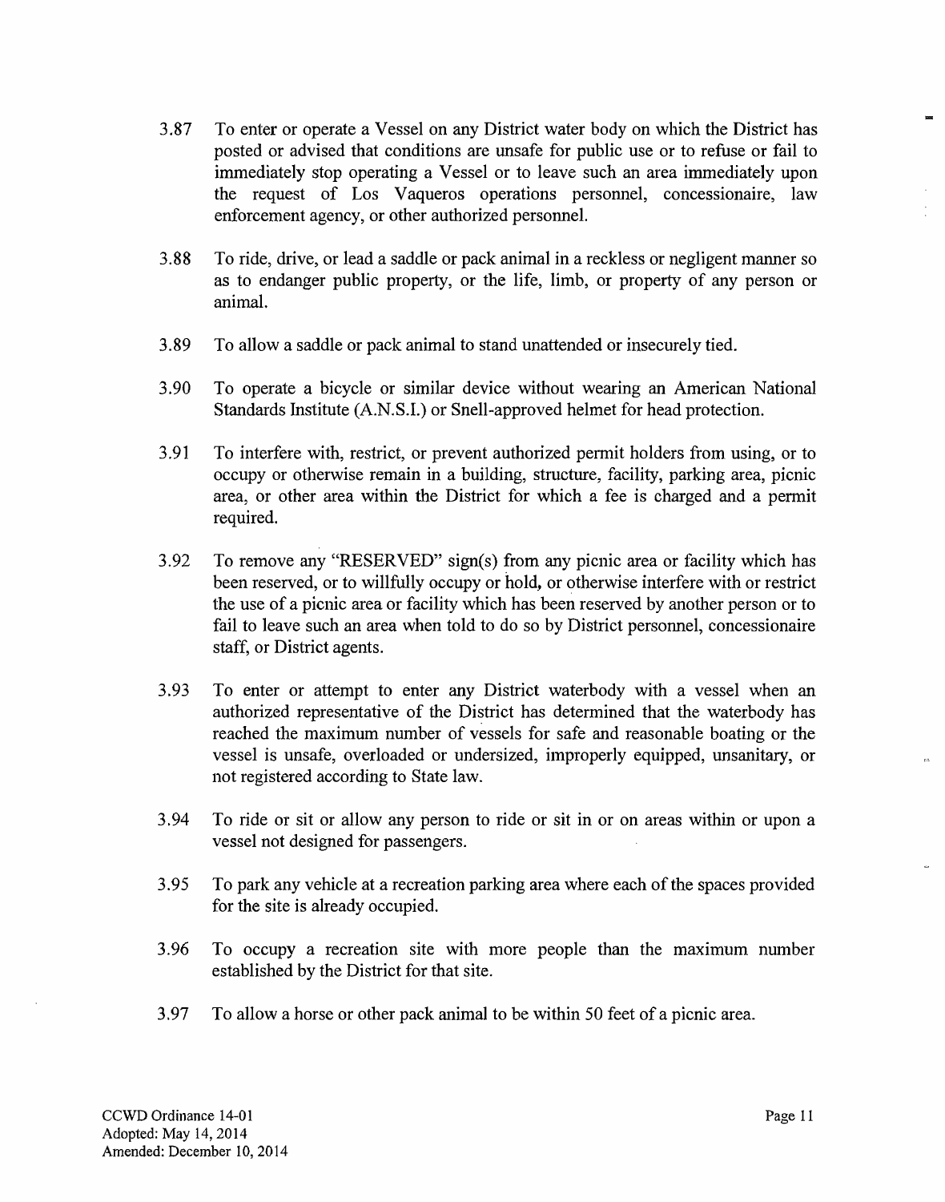3.87 To enter or operate a Vessel on any District water body on which the District has posted or advised that conditions are unsafe for public use or to refuse or fail to immediately stop operating a Vessel or to leave such an area immediately upon the request of Los Vaqueros operations personnel, concessionaire, law enforcement agency, or other authorized personnel.

3.88 To ride, drive, or lead a saddle or pack animal in a reckless or negligent manner so as to endanger public property, or the life, limb, or property of any person or animal.

3.89 To allow a saddle or pack animal to stand unattended or insecurely tied.

3.90 To operate a bicycle or similar device without wearing an American National Standards Institute (A.N.S.I.) or Snell-approved helmet for head protection.

3.91 To interfere with, restrict, or prevent authorized permit holders from using, or to occupy or otherwise remain in a building, structure, facility, parking area, picnic area, or other area within the District for which a fee is charged and a permit required.

3.92 To remove any "RESERVED" sign(s) from any picnic area or facility which has been reserved, or to willfully occupy or hold, or otherwise interfere with or restrict the use of a picnic area or facility which has been reserved by another person or to fail to leave such an area when told to do so by District personnel, concessionaire staff, or District agents.

3.93 To enter or attempt to enter any District waterbody with a vessel when an authorized representative of the District has determined that the waterbody has reached the maximum number of vessels for safe and reasonable boating or the vessel is unsafe, overloaded or undersized, improperly equipped, unsanitary, or not registered according to State law.

3.94 To ride or sit or allow any person to ride or sit in or on areas within or upon a vessel not designed for passengers.

3.95 To park any vehicle at a recreation parking area where each of the spaces provided for the site is already occupied.

3.96 To occupy a recreation site with more people than the maximum number established by the District for that site.

3.97 To allow a horse or other pack animal to be within 50 feet of a picnic area.

CCWD Ordinance 14-01
Adopted: May 14, 2014
Amended: December 10, 2014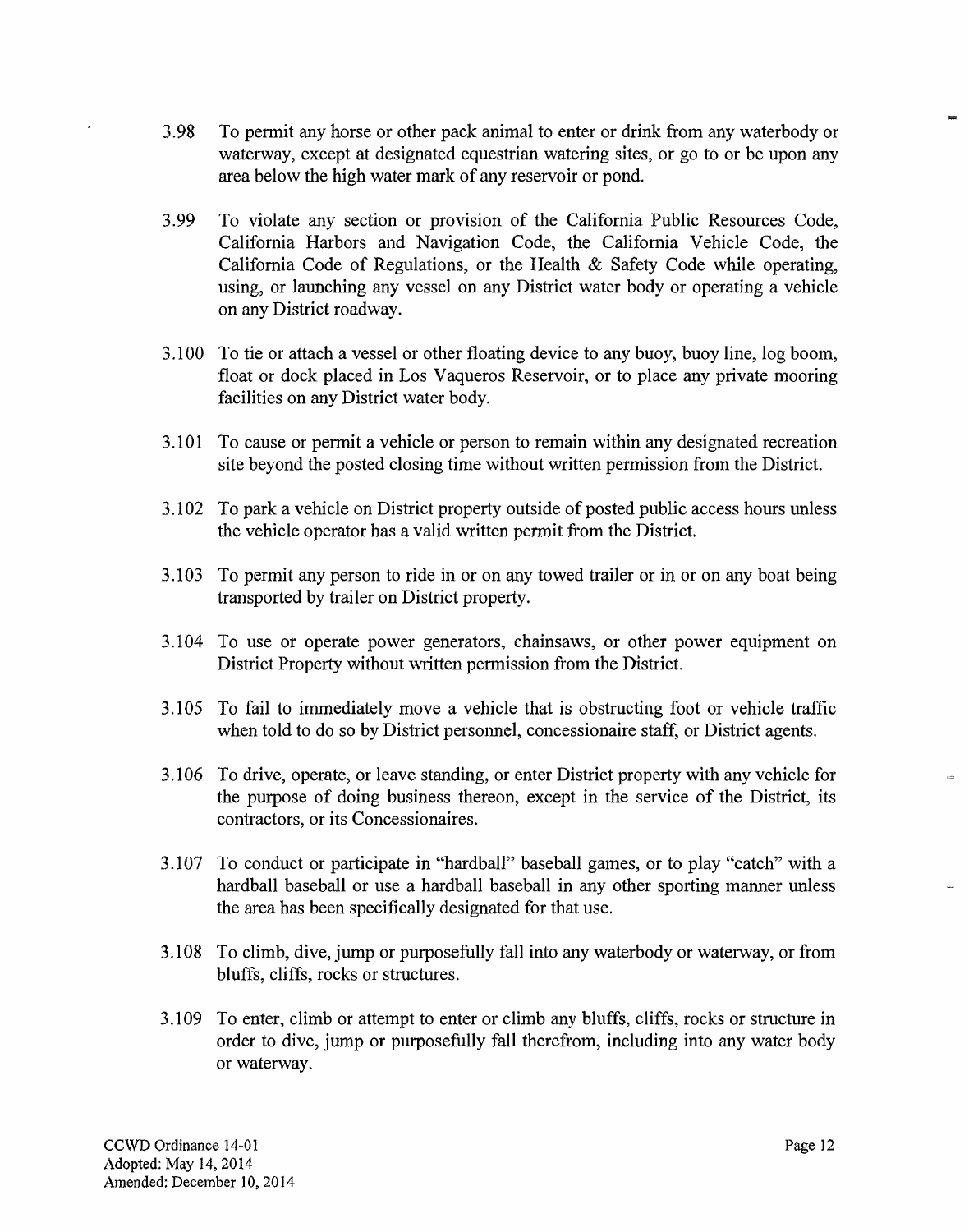3.98 To permit any horse or other pack animal to enter or drink from any waterbody or waterway, except at designated equestrian watering sites, or go to or be upon any area below the high water mark of any reservoir or pond.

3.99 To violate any section or provision of the California Public Resources Code, California Harbors and Navigation Code, the California Vehicle Code, the California Code of Regulations, or the Health & Safety Code while operating, using, or launching any vessel on any District water body or operating a vehicle on any District roadway.

3.100 To tie or attach a vessel or other floating device to any buoy, buoy line, log boom, float or dock placed in Los Vaqueros Reservoir, or to place any private mooring facilities on any District water body.

3.101 To cause or permit a vehicle or person to remain within any designated recreation site beyond the posted closing time without written permission from the District.

3.102 To park a vehicle on District property outside of posted public access hours unless the vehicle operator has a valid written permit from the District.

3.103 To permit any person to ride in or on any towed trailer or in or on any boat being transported by trailer on District property.

3.104 To use or operate power generators, chainsaws, or other power equipment on District Property without written permission from the District.

3.105 To fail to immediately move a vehicle that is obstructing foot or vehicle traffic when told to do so by District personnel, concessionaire staff, or District agents.

3.106 To drive, operate, or leave standing, or enter District property with any vehicle for the purpose of doing business thereon, except in the service of the District, its contractors, or its Concessionaires.

3.107 To conduct or participate in "hardball" baseball games, or to play "catch" with a hardball baseball or use a hardball baseball in any other sporting manner unless the area has been specifically designated for that use.

3.108 To climb, dive, jump or purposefully fall into any waterbody or waterway, or from bluffs, cliffs, rocks or structures.

3.109 To enter, climb or attempt to enter or climb any bluffs, cliffs, rocks or structure in order to dive, jump or purposefully fall therefrom, including into any water body or waterway.

CCWD Ordinance 14-01
Adopted: May 14, 2014
Amended: December 10, 2014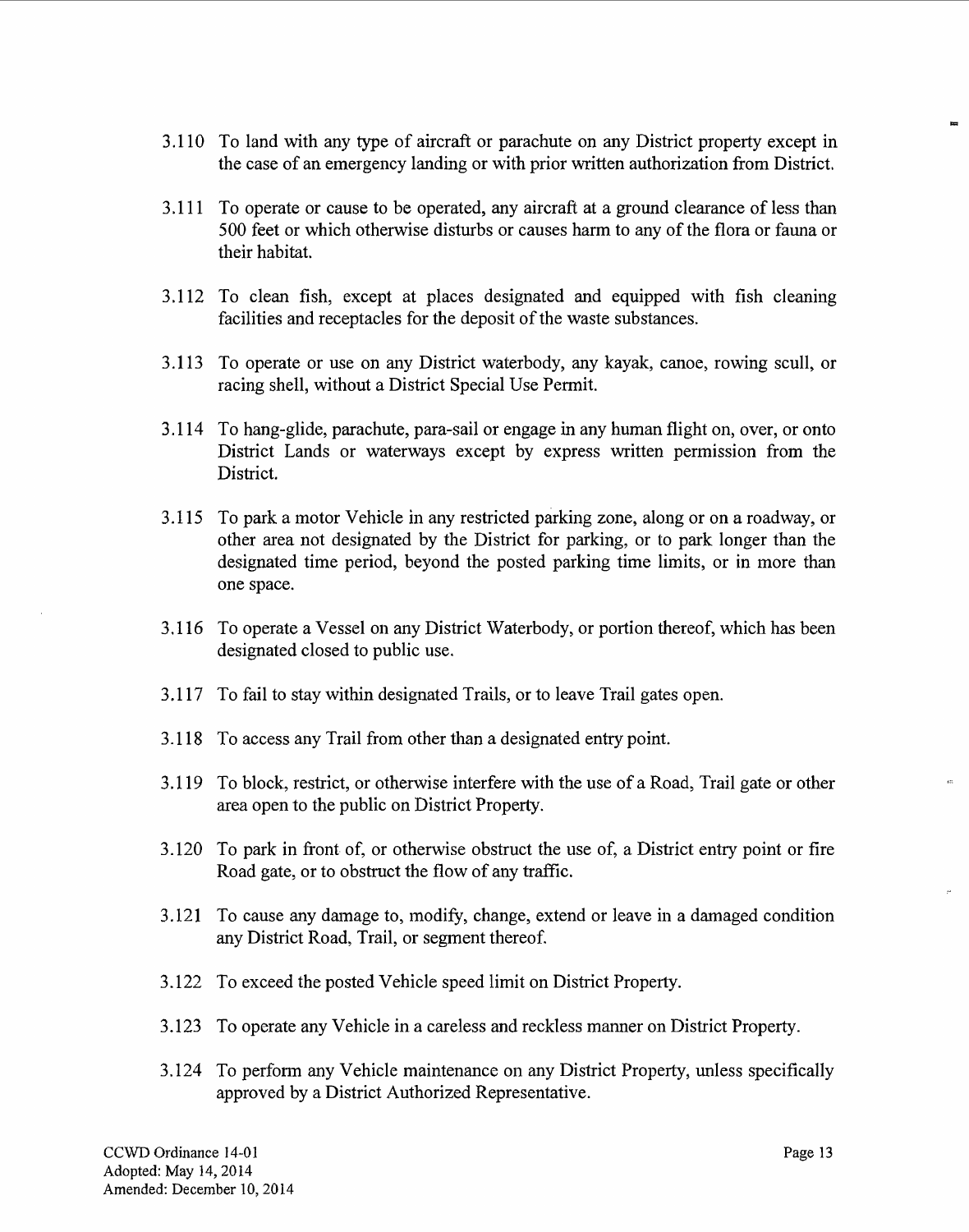3.110 To land with any type of aircraft or parachute on any District property except in the case of an emergency landing or with prior written authorization from District.

3.111 To operate or cause to be operated, any aircraft at a ground clearance of less than 500 feet or which otherwise disturbs or causes harm to any of the flora or fauna or their habitat.

3.112 To clean fish, except at places designated and equipped with fish cleaning facilities and receptacles for the deposit of the waste substances.

3.113 To operate or use on any District waterbody, any kayak, canoe, rowing scull, or racing shell, without a District Special Use Permit.

3.114 To hang-glide, parachute, para-sail or engage in any human flight on, over, or onto District Lands or waterways except by express written permission from the District.

3.115 To park a motor Vehicle in any restricted parking zone, along or on a roadway, or other area not designated by the District for parking, or to park longer than the designated time period, beyond the posted parking time limits, or in more than one space.

3.116 To operate a Vessel on any District Waterbody, or portion thereof, which has been designated closed to public use.

3.117 To fail to stay within designated Trails, or to leave Trail gates open.

3.118 To access any Trail from other than a designated entry point.

3.119 To block, restrict, or otherwise interfere with the use of a Road, Trail gate or other area open to the public on District Property.

3.120 To park in front of, or otherwise obstruct the use of, a District entry point or fire Road gate, or to obstruct the flow of any traffic.

3.121 To cause any damage to, modify, change, extend or leave in a damaged condition any District Road, Trail, or segment thereof.

3.122 To exceed the posted Vehicle speed limit on District Property.

3.123 To operate any Vehicle in a careless and reckless manner on District Property.

3.124 To perform any Vehicle maintenance on any District Property, unless specifically approved by a District Authorized Representative.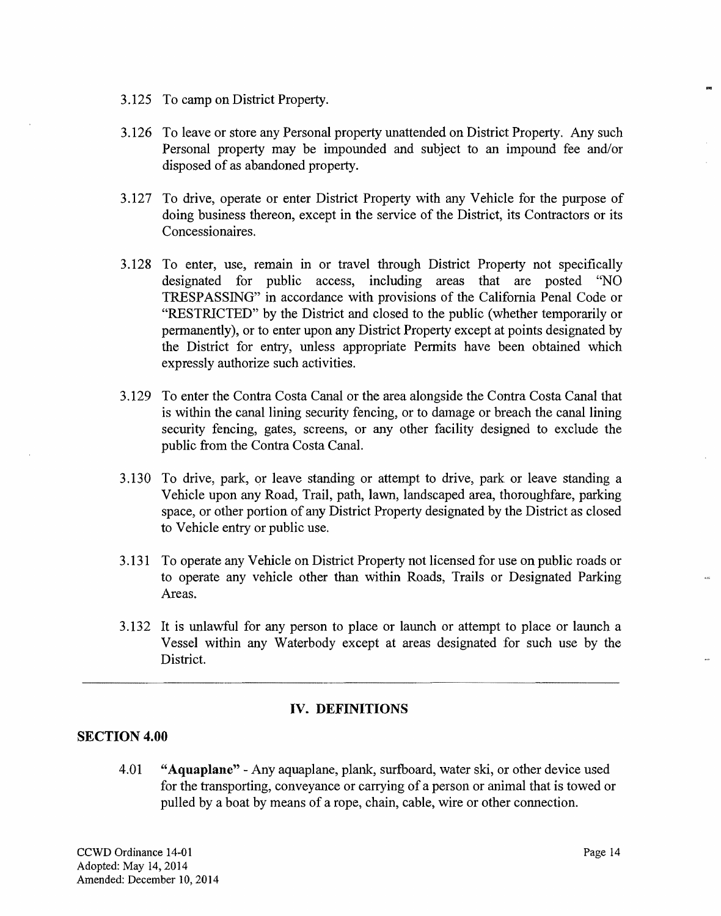3.125 To camp on District Property.

3.126 To leave or store any Personal property unattended on District Property. Any such Personal property may be impounded and subject to an impound fee and/or disposed of as abandoned property.

3.127 To drive, operate or enter District Property with any Vehicle for the purpose of doing business thereon, except in the service of the District, its Contractors or its Concessionaires.

3.128 To enter, use, remain in or travel through District Property not specifically designated for public access, including areas that are posted "NO TRESPASSING" in accordance with provisions of the California Penal Code or "RESTRICTED" by the District and closed to the public (whether temporarily or permanently), or to enter upon any District Property except at points designated by the District for entry, unless appropriate Permits have been obtained which expressly authorize such activities.

3.129 To enter the Contra Costa Canal or the area alongside the Contra Costa Canal that is within the canal lining security fencing, or to damage or breach the canal lining security fencing, gates, screens, or any other facility designed to exclude the public from the Contra Costa Canal.

3.130 To drive, park, or leave standing or attempt to drive, park or leave standing a Vehicle upon any Road, Trail, path, lawn, landscaped area, thoroughfare, parking space, or other portion of any District Property designated by the District as closed to Vehicle entry or public use.

3.131 To operate any Vehicle on District Property not licensed for use on public roads or to operate any vehicle other than within Roads, Trails or Designated Parking Areas.

3.132 It is unlawful for any person to place or launch or attempt to place or launch a Vessel within any Waterbody except at areas designated for such use by the District.

---

## IV. DEFINITIONS

### SECTION 4.00

4.01 **"Aquaplane"** - Any aquaplane, plank, surfboard, water ski, or other device used for the transporting, conveyance or carrying of a person or animal that is towed or pulled by a boat by means of a rope, chain, cable, wire or other connection.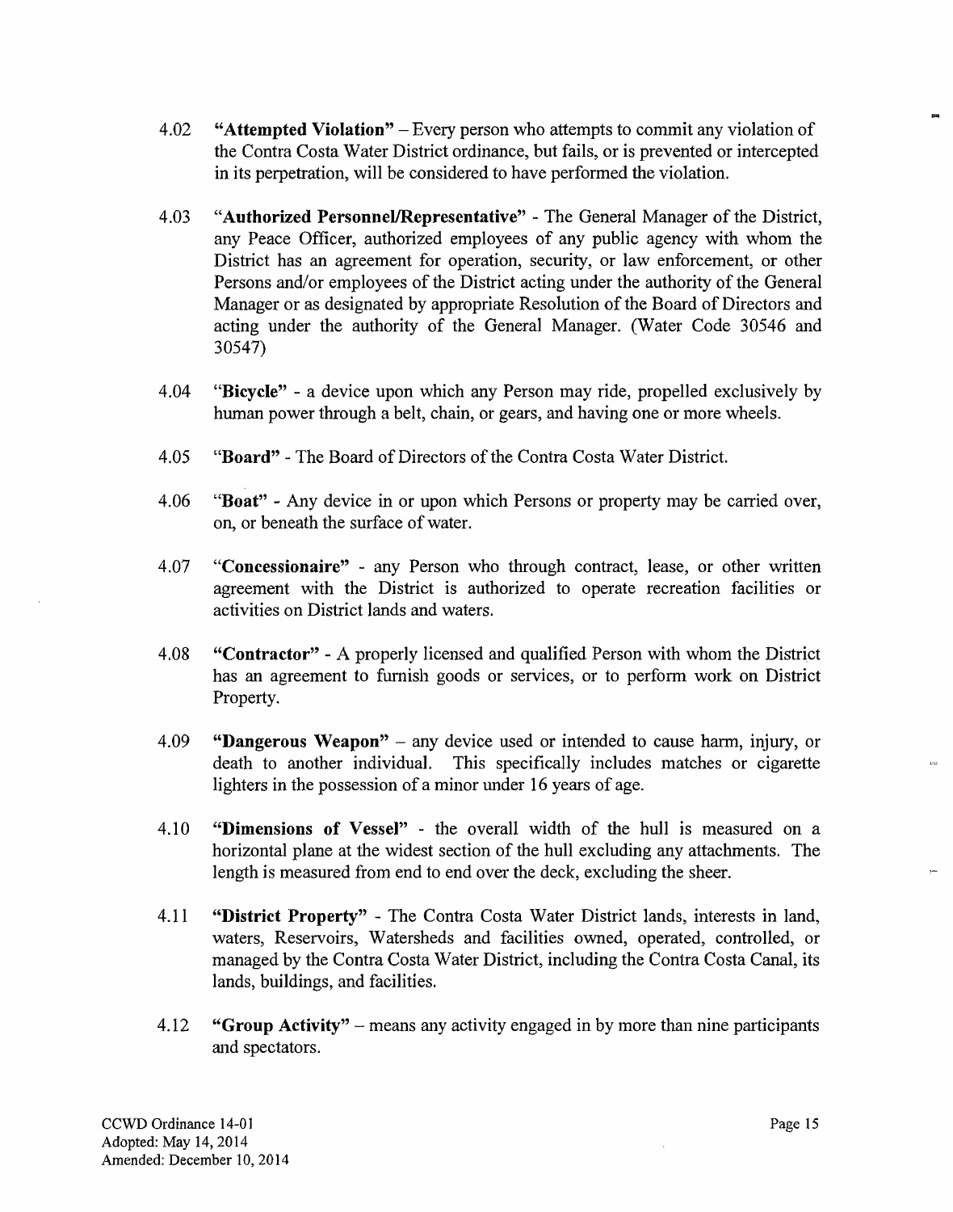4.02 **"Attempted Violation"** – Every person who attempts to commit any violation of the Contra Costa Water District ordinance, but fails, or is prevented or intercepted in its perpetration, will be considered to have performed the violation.

4.03 "**Authorized Personnel/Representative**" - The General Manager of the District, any Peace Officer, authorized employees of any public agency with whom the District has an agreement for operation, security, or law enforcement, or other Persons and/or employees of the District acting under the authority of the General Manager or as designated by appropriate Resolution of the Board of Directors and acting under the authority of the General Manager. (Water Code 30546 and 30547)

4.04 "**Bicycle**" - a device upon which any Person may ride, propelled exclusively by human power through a belt, chain, or gears, and having one or more wheels.

4.05 "**Board**" - The Board of Directors of the Contra Costa Water District.

4.06 "**Boat**" - Any device in or upon which Persons or property may be carried over, on, or beneath the surface of water.

4.07 "**Concessionaire**" - any Person who through contract, lease, or other written agreement with the District is authorized to operate recreation facilities or activities on District lands and waters.

4.08 **"Contractor"** - A properly licensed and qualified Person with whom the District has an agreement to furnish goods or services, or to perform work on District Property.

4.09 **"Dangerous Weapon"** – any device used or intended to cause harm, injury, or death to another individual. This specifically includes matches or cigarette lighters in the possession of a minor under 16 years of age.

4.10 **"Dimensions of Vessel"** - the overall width of the hull is measured on a horizontal plane at the widest section of the hull excluding any attachments. The length is measured from end to end over the deck, excluding the sheer.

4.11 **"District Property"** - The Contra Costa Water District lands, interests in land, waters, Reservoirs, Watersheds and facilities owned, operated, controlled, or managed by the Contra Costa Water District, including the Contra Costa Canal, its lands, buildings, and facilities.

4.12 **"Group Activity"** – means any activity engaged in by more than nine participants and spectators.

CCWD Ordinance 14-01
Adopted: May 14, 2014
Amended: December 10, 2014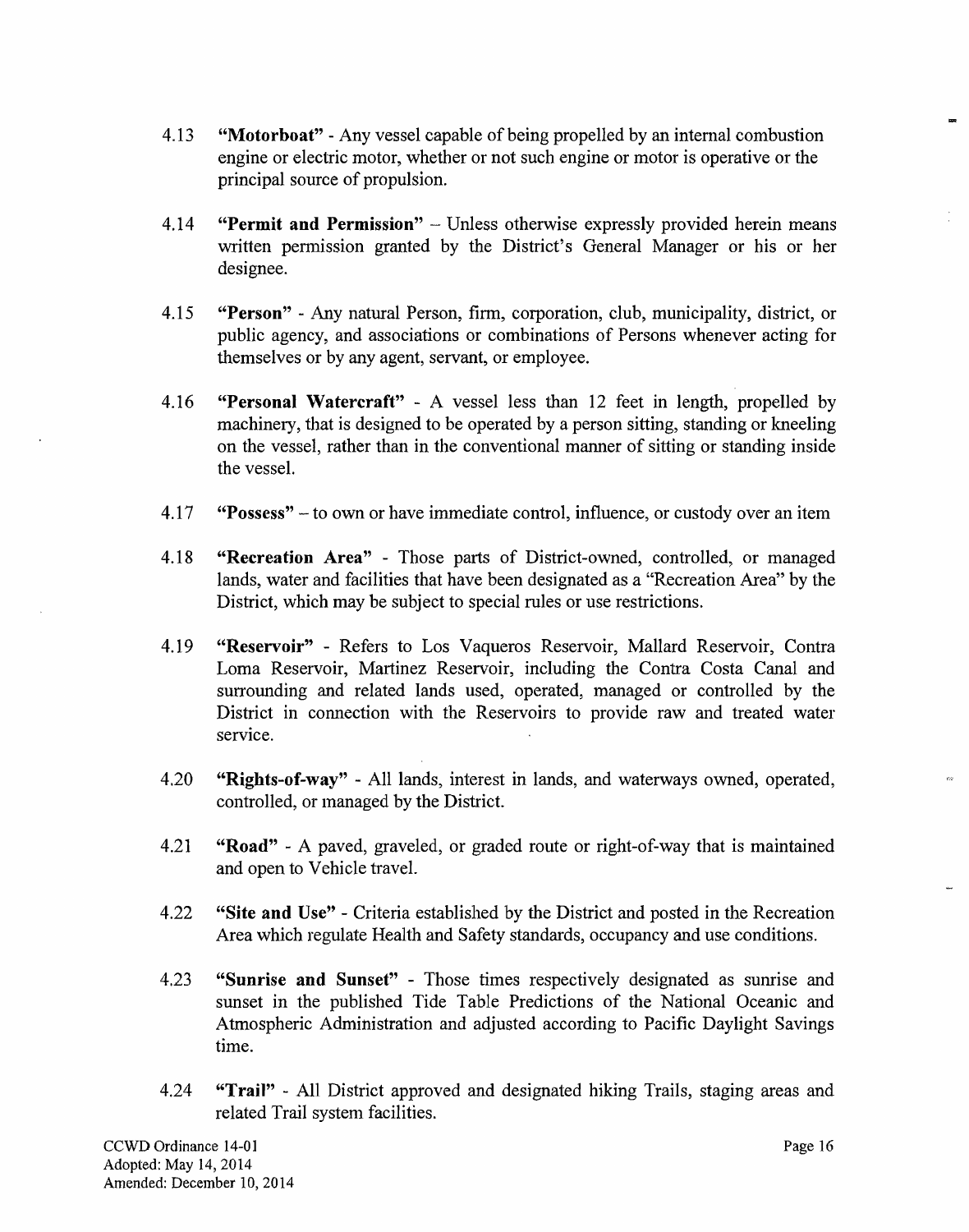4.13 **"Motorboat"** - Any vessel capable of being propelled by an internal combustion engine or electric motor, whether or not such engine or motor is operative or the principal source of propulsion.

4.14 **"Permit and Permission"** – Unless otherwise expressly provided herein means written permission granted by the District's General Manager or his or her designee.

4.15 **"Person"** - Any natural Person, firm, corporation, club, municipality, district, or public agency, and associations or combinations of Persons whenever acting for themselves or by any agent, servant, or employee.

4.16 **"Personal Watercraft"** - A vessel less than 12 feet in length, propelled by machinery, that is designed to be operated by a person sitting, standing or kneeling on the vessel, rather than in the conventional manner of sitting or standing inside the vessel.

4.17 **"Possess"** – to own or have immediate control, influence, or custody over an item

4.18 **"Recreation Area"** - Those parts of District-owned, controlled, or managed lands, water and facilities that have been designated as a "Recreation Area" by the District, which may be subject to special rules or use restrictions.

4.19 **"Reservoir"** - Refers to Los Vaqueros Reservoir, Mallard Reservoir, Contra Loma Reservoir, Martinez Reservoir, including the Contra Costa Canal and surrounding and related lands used, operated, managed or controlled by the District in connection with the Reservoirs to provide raw and treated water service.

4.20 **"Rights-of-way"** - All lands, interest in lands, and waterways owned, operated, controlled, or managed by the District.

4.21 **"Road"** - A paved, graveled, or graded route or right-of-way that is maintained and open to Vehicle travel.

4.22 **"Site and Use"** - Criteria established by the District and posted in the Recreation Area which regulate Health and Safety standards, occupancy and use conditions.

4.23 **"Sunrise and Sunset"** - Those times respectively designated as sunrise and sunset in the published Tide Table Predictions of the National Oceanic and Atmospheric Administration and adjusted according to Pacific Daylight Savings time.

4.24 **"Trail"** - All District approved and designated hiking Trails, staging areas and related Trail system facilities.

CCWD Ordinance 14-01
Adopted: May 14, 2014
Amended: December 10, 2014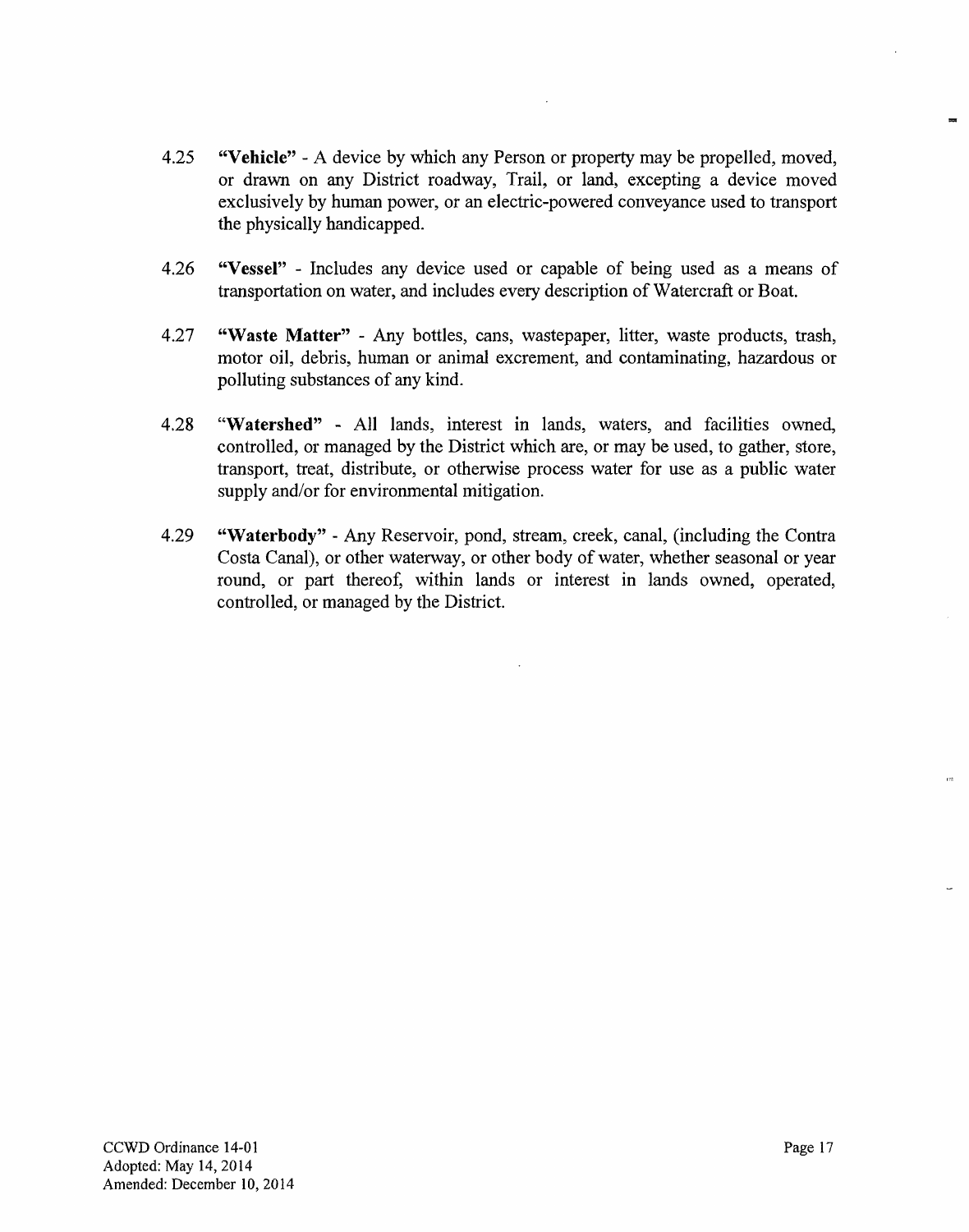4.25 **"Vehicle"** - A device by which any Person or property may be propelled, moved, or drawn on any District roadway, Trail, or land, excepting a device moved exclusively by human power, or an electric-powered conveyance used to transport the physically handicapped.

4.26 **"Vessel"** - Includes any device used or capable of being used as a means of transportation on water, and includes every description of Watercraft or Boat.

4.27 **"Waste Matter"** - Any bottles, cans, wastepaper, litter, waste products, trash, motor oil, debris, human or animal excrement, and contaminating, hazardous or polluting substances of any kind.

4.28 **"Watershed"** - All lands, interest in lands, waters, and facilities owned, controlled, or managed by the District which are, or may be used, to gather, store, transport, treat, distribute, or otherwise process water for use as a public water supply and/or for environmental mitigation.

4.29 **"Waterbody"** - Any Reservoir, pond, stream, creek, canal, (including the Contra Costa Canal), or other waterway, or other body of water, whether seasonal or year round, or part thereof, within lands or interest in lands owned, operated, controlled, or managed by the District.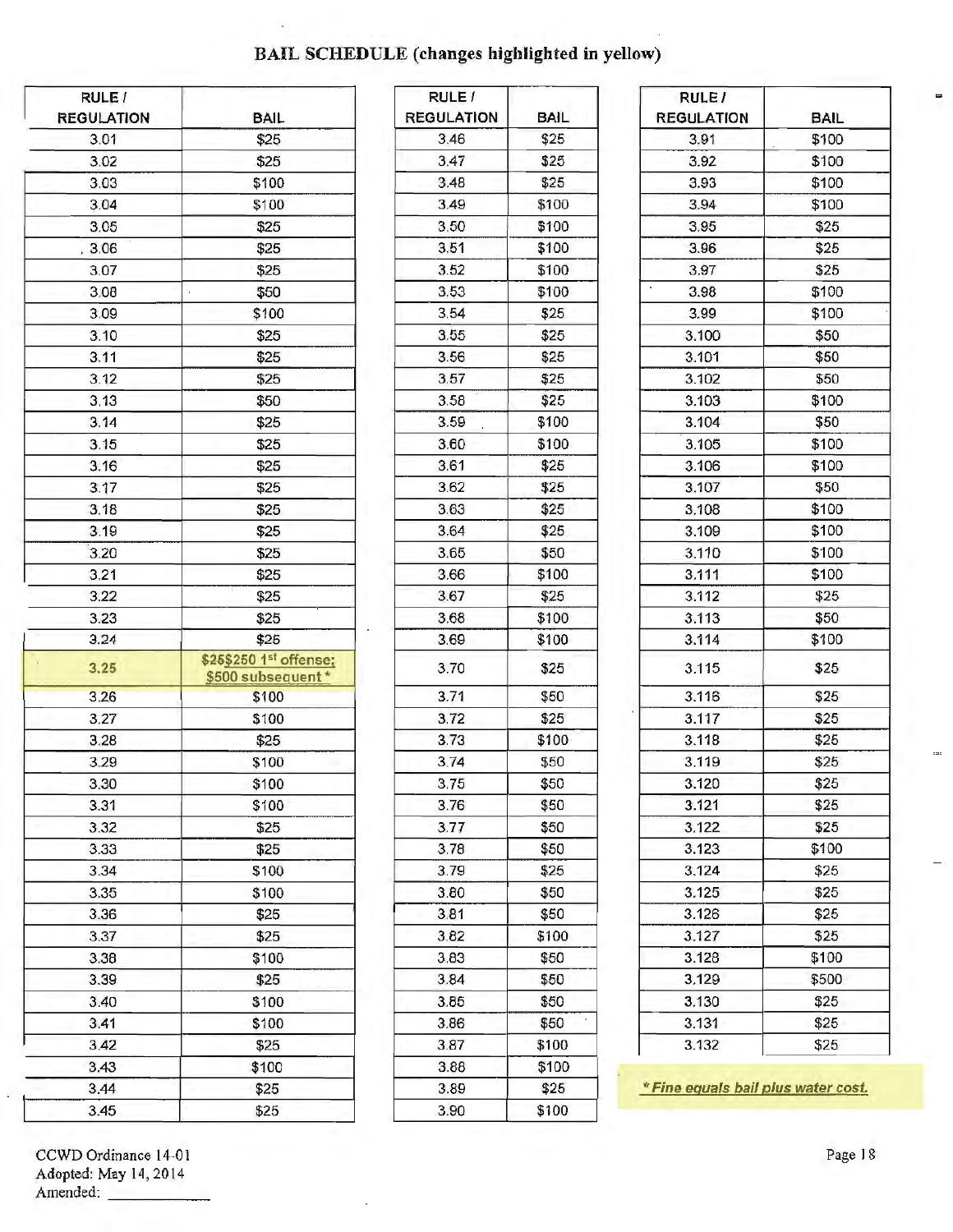# BAIL SCHEDULE (changes highlighted in yellow)

| RULE / REGULATION | BAIL |
|---|---|
| 3.01 | $25 |
| 3.02 | $25 |
| 3.03 | $100 |
| 3.04 | $100 |
| 3.05 | $25 |
| 3.06 | $25 |
| 3.07 | $25 |
| 3.08 | $50 |
| 3.09 | $100 |
| 3.10 | $25 |
| 3.11 | $25 |
| 3.12 | $25 |
| 3.13 | $50 |
| 3.14 | $25 |
| 3.15 | $25 |
| 3.16 | $25 |
| 3.17 | $25 |
| 3.18 | $25 |
| 3.19 | $25 |
| 3.20 | $25 |
| 3.21 | $25 |
| 3.22 | $25 |
| 3.23 | $25 |
| 3.24 | $25 |
| 3.25 | ~~$25~~$250 1st offense; $500 subsequent * |
| 3.26 | $100 |
| 3.27 | $100 |
| 3.28 | $25 |
| 3.29 | $100 |
| 3.30 | $100 |
| 3.31 | $100 |
| 3.32 | $25 |
| 3.33 | $25 |
| 3.34 | $100 |
| 3.35 | $100 |
| 3.36 | $25 |
| 3.37 | $25 |
| 3.38 | $100 |
| 3.39 | $25 |
| 3.40 | $100 |
| 3.41 | $100 |
| 3.42 | $25 |
| 3.43 | $100 |
| 3.44 | $25 |
| 3.45 | $25 |

| RULE / REGULATION | BAIL |
|---|---|
| 3.46 | $25 |
| 3.47 | $25 |
| 3.48 | $25 |
| 3.49 | $100 |
| 3.50 | $100 |
| 3.51 | $100 |
| 3.52 | $100 |
| 3.53 | $100 |
| 3.54 | $25 |
| 3.55 | $25 |
| 3.56 | $25 |
| 3.57 | $25 |
| 3.58 | $25 |
| 3.59 | $100 |
| 3.60 | $100 |
| 3.61 | $25 |
| 3.62 | $25 |
| 3.63 | $25 |
| 3.64 | $25 |
| 3.65 | $50 |
| 3.66 | $100 |
| 3.67 | $25 |
| 3.68 | $100 |
| 3.69 | $100 |
| 3.70 | $25 |
| 3.71 | $50 |
| 3.72 | $25 |
| 3.73 | $100 |
| 3.74 | $50 |
| 3.75 | $50 |
| 3.76 | $50 |
| 3.77 | $50 |
| 3.78 | $50 |
| 3.79 | $25 |
| 3.80 | $50 |
| 3.81 | $50 |
| 3.82 | $100 |
| 3.83 | $50 |
| 3.84 | $50 |
| 3.85 | $50 |
| 3.86 | $50 |
| 3.87 | $100 |
| 3.88 | $100 |
| 3.89 | $25 |
| 3.90 | $100 |

| RULE / REGULATION | BAIL |
|---|---|
| 3.91 | $100 |
| 3.92 | $100 |
| 3.93 | $100 |
| 3.94 | $100 |
| 3.95 | $25 |
| 3.96 | $25 |
| 3.97 | $25 |
| 3.98 | $100 |
| 3.99 | $100 |
| 3.100 | $50 |
| 3.101 | $50 |
| 3.102 | $50 |
| 3.103 | $100 |
| 3.104 | $50 |
| 3.105 | $100 |
| 3.106 | $100 |
| 3.107 | $50 |
| 3.108 | $100 |
| 3.109 | $100 |
| 3.110 | $100 |
| 3.111 | $100 |
| 3.112 | $25 |
| 3.113 | $50 |
| 3.114 | $100 |
| 3.115 | $25 |
| 3.116 | $25 |
| 3.117 | $25 |
| 3.118 | $25 |
| 3.119 | $25 |
| 3.120 | $25 |
| 3.121 | $25 |
| 3.122 | $25 |
| 3.123 | $100 |
| 3.124 | $25 |
| 3.125 | $25 |
| 3.126 | $25 |
| 3.127 | $25 |
| 3.128 | $100 |
| 3.129 | $500 |
| 3.130 | $25 |
| 3.131 | $25 |
| 3.132 | $25 |

***Fine equals bail plus water cost.***

CCWD Ordinance 14-01
Adopted: May 14, 2014
Amended: ____________